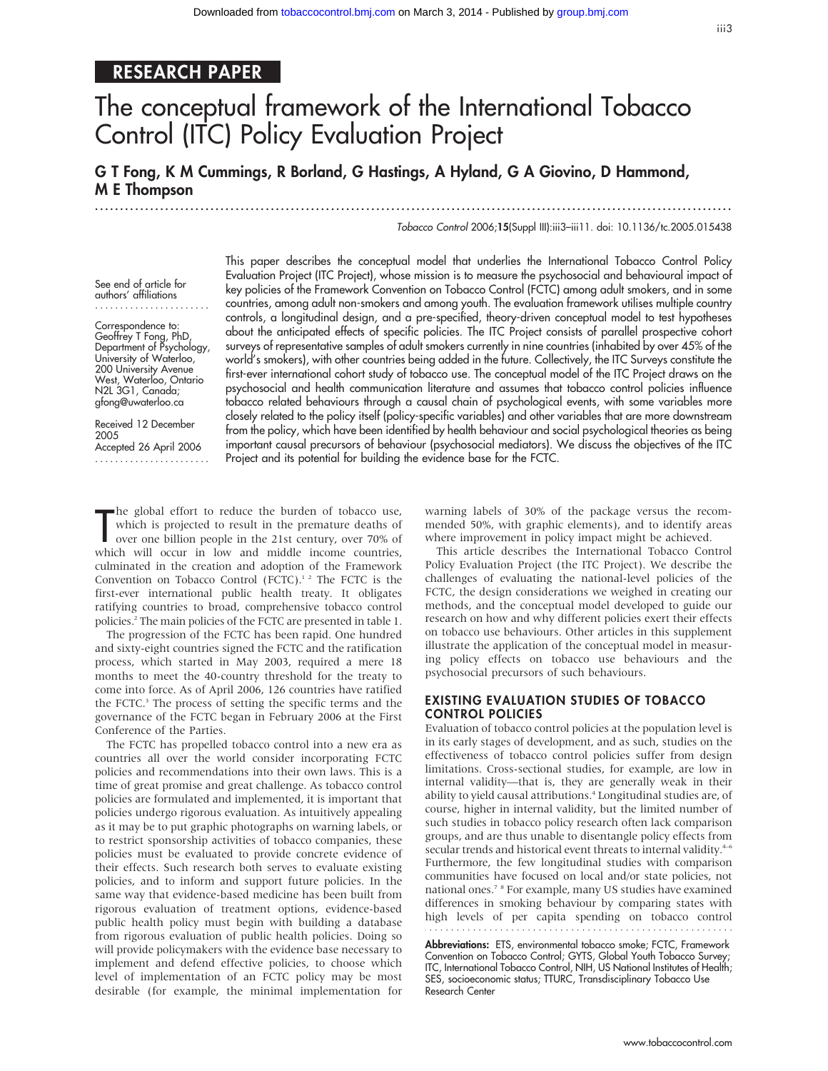RESEARCH PAPER

# The conceptual framework of the International Tobacco Control (ITC) Policy Evaluation Project

**G T Fong, K M Cummings, R Borland, G Hastings, A Hyland, G A Giovino, D Hammond, M E Thompson**

*Tobacco Control* 2006;**15**(Suppl III):iii3–iii11. doi: 10.1136/tc.2005.015438

See end of article for authors' affiliations

Correspondence to: Geoffrey T Fong, PhD, Department of Psychology, University of Waterloo, 200 University Avenue West, Waterloo, Ontario N2L 3G1, Canada; gfong@uwaterloo.ca

Received 12 December 2005
Accepted 26 April 2006

This paper describes the conceptual model that underlies the International Tobacco Control Policy Evaluation Project (ITC Project), whose mission is to measure the psychosocial and behavioural impact of key policies of the Framework Convention on Tobacco Control (FCTC) among adult smokers, and in some countries, among adult non-smokers and among youth. The evaluation framework utilises multiple country controls, a longitudinal design, and a pre-specified, theory-driven conceptual model to test hypotheses about the anticipated effects of specific policies. The ITC Project consists of parallel prospective cohort surveys of representative samples of adult smokers currently in nine countries (inhabited by over 45% of the world's smokers), with other countries being added in the future. Collectively, the ITC Surveys constitute the first-ever international cohort study of tobacco use. The conceptual model of the ITC Project draws on the psychosocial and health communication literature and assumes that tobacco control policies influence tobacco related behaviours through a causal chain of psychological events, with some variables more closely related to the policy itself (policy-specific variables) and other variables that are more downstream from the policy, which have been identified by health behaviour and social psychological theories as being important causal precursors of behaviour (psychosocial mediators). We discuss the objectives of the ITC Project and its potential for building the evidence base for the FCTC.

The global effort to reduce the burden of tobacco use, which is projected to result in the premature deaths of over one billion people in the 21st century, over 70% of which will occur in low and middle income countries, culminated in the creation and adoption of the Framework Convention on Tobacco Control (FCTC).[1,2] The FCTC is the first-ever international public health treaty. It obligates ratifying countries to broad, comprehensive tobacco control policies.[2] The main policies of the FCTC are presented in table 1.

The progression of the FCTC has been rapid. One hundred and sixty-eight countries signed the FCTC and the ratification process, which started in May 2003, required a mere 18 months to meet the 40-country threshold for the treaty to come into force. As of April 2006, 126 countries have ratified the FCTC.[3] The process of setting the specific terms and the governance of the FCTC began in February 2006 at the First Conference of the Parties.

The FCTC has propelled tobacco control into a new era as countries all over the world consider incorporating FCTC policies and recommendations into their own laws. This is a time of great promise and great challenge. As tobacco control policies are formulated and implemented, it is important that policies undergo rigorous evaluation. As intuitively appealing as it may be to put graphic photographs on warning labels, or to restrict sponsorship activities of tobacco companies, these policies must be evaluated to provide concrete evidence of their effects. Such research both serves to evaluate existing policies, and to inform and support future policies. In the same way that evidence-based medicine has been built from rigorous evaluation of treatment options, evidence-based public health policy must begin with building a database from rigorous evaluation of public health policies. Doing so will provide policymakers with the evidence base necessary to implement and defend effective policies, to choose which level of implementation of an FCTC policy may be most desirable (for example, the minimal implementation for warning labels of 30% of the package versus the recommended 50%, with graphic elements), and to identify areas where improvement in policy impact might be achieved.

This article describes the International Tobacco Control Policy Evaluation Project (the ITC Project). We describe the challenges of evaluating the national-level policies of the FCTC, the design considerations we weighed in creating our methods, and the conceptual model developed to guide our research on how and why different policies exert their effects on tobacco use behaviours. Other articles in this supplement illustrate the application of the conceptual model in measuring policy effects on tobacco use behaviours and the psychosocial precursors of such behaviours.

## EXISTING EVALUATION STUDIES OF TOBACCO CONTROL POLICIES

Evaluation of tobacco control policies at the population level is in its early stages of development, and as such, studies on the effectiveness of tobacco control policies suffer from design limitations. Cross-sectional studies, for example, are low in internal validity—that is, they are generally weak in their ability to yield causal attributions.[4] Longitudinal studies are, of course, higher in internal validity, but the limited number of such studies in tobacco policy research often lack comparison groups, and are thus unable to disentangle policy effects from secular trends and historical event threats to internal validity.[4–6] Furthermore, the few longitudinal studies with comparison communities have focused on local and/or state policies, not national ones.[7,8] For example, many US studies have examined differences in smoking behaviour by comparing states with high levels of per capita spending on tobacco control

**Abbreviations:** ETS, environmental tobacco smoke; FCTC, Framework Convention on Tobacco Control; GYTS, Global Youth Tobacco Survey; ITC, International Tobacco Control; NIH, US National Institutes of Health; SES, socioeconomic status; TTURC, Transdisciplinary Tobacco Use Research Center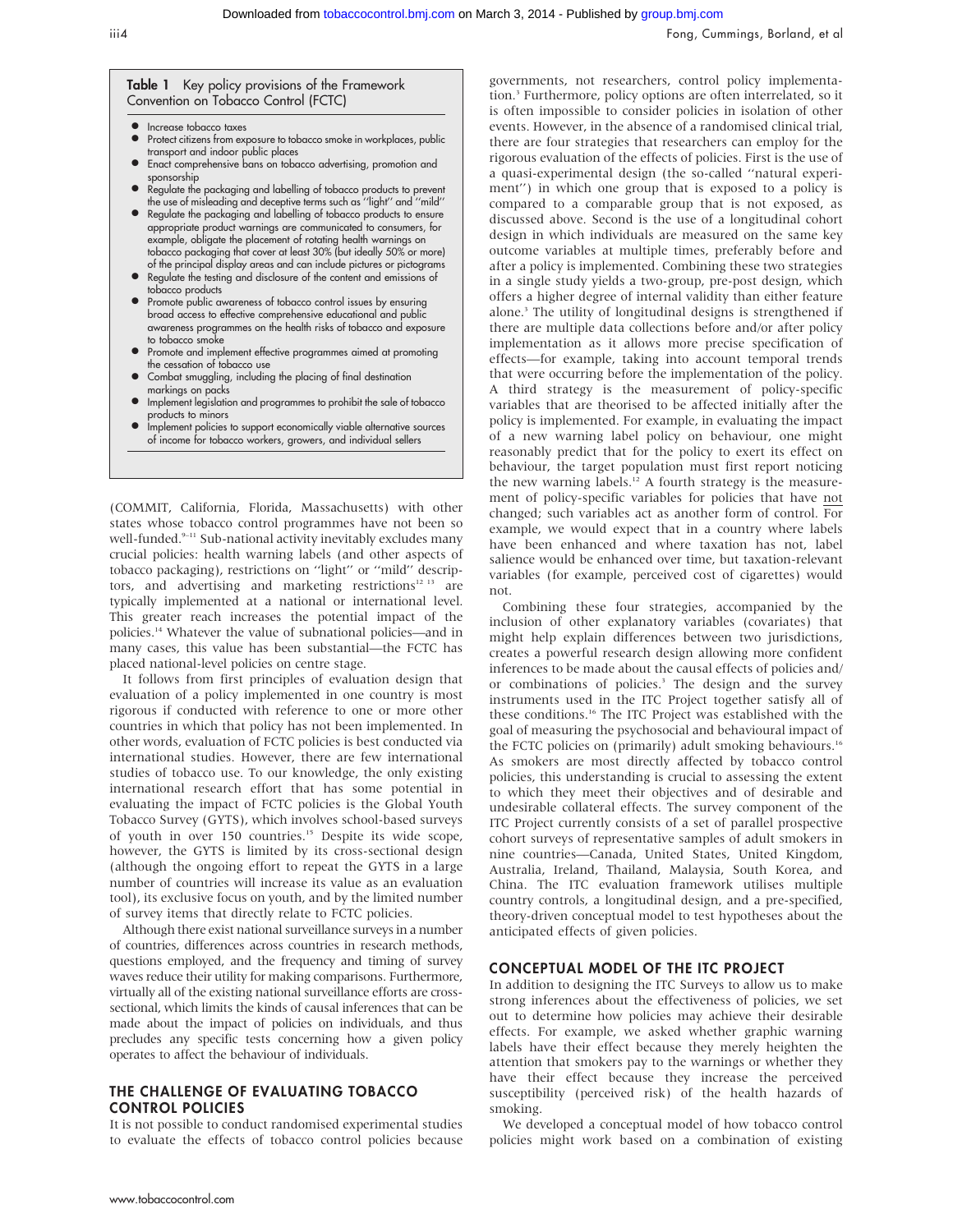**Table 1** Key policy provisions of the Framework Convention on Tobacco Control (FCTC)

- Increase tobacco taxes
- Protect citizens from exposure to tobacco smoke in workplaces, public transport and indoor public places
- Enact comprehensive bans on tobacco advertising, promotion and sponsorship
- Regulate the packaging and labelling of tobacco products to prevent the use of misleading and deceptive terms such as ''light'' and ''mild''
- Regulate the packaging and labelling of tobacco products to ensure appropriate product warnings are communicated to consumers, for example, obligate the placement of rotating health warnings on tobacco packaging that cover at least 30% (but ideally 50% or more) of the principal display areas and can include pictures or pictograms
- Regulate the testing and disclosure of the content and emissions of tobacco products
- Promote public awareness of tobacco control issues by ensuring broad access to effective comprehensive educational and public awareness programmes on the health risks of tobacco and exposure to tobacco smoke
- Promote and implement effective programmes aimed at promoting the cessation of tobacco use
- Combat smuggling, including the placing of final destination markings on packs
- Implement legislation and programmes to prohibit the sale of tobacco products to minors
- Implement policies to support economically viable alternative sources of income for tobacco workers, growers, and individual sellers

(COMMIT, California, Florida, Massachusetts) with other states whose tobacco control programmes have not been so well-funded.[9–11] Sub-national activity inevitably excludes many crucial policies: health warning labels (and other aspects of tobacco packaging), restrictions on ''light'' or ''mild'' descriptors, and advertising and marketing restrictions[12 13] are typically implemented at a national or international level. This greater reach increases the potential impact of the policies.[14] Whatever the value of subnational policies—and in many cases, this value has been substantial—the FCTC has placed national-level policies on centre stage.

It follows from first principles of evaluation design that evaluation of a policy implemented in one country is most rigorous if conducted with reference to one or more other countries in which that policy has not been implemented. In other words, evaluation of FCTC policies is best conducted via international studies. However, there are few international studies of tobacco use. To our knowledge, the only existing international research effort that has some potential in evaluating the impact of FCTC policies is the Global Youth Tobacco Survey (GYTS), which involves school-based surveys of youth in over 150 countries.[15] Despite its wide scope, however, the GYTS is limited by its cross-sectional design (although the ongoing effort to repeat the GYTS in a large number of countries will increase its value as an evaluation tool), its exclusive focus on youth, and by the limited number of survey items that directly relate to FCTC policies.

Although there exist national surveillance surveys in a number of countries, differences across countries in research methods, questions employed, and the frequency and timing of survey waves reduce their utility for making comparisons. Furthermore, virtually all of the existing national surveillance efforts are cross-sectional, which limits the kinds of causal inferences that can be made about the impact of policies on individuals, and thus precludes any specific tests concerning how a given policy operates to affect the behaviour of individuals.

## THE CHALLENGE OF EVALUATING TOBACCO CONTROL POLICIES

It is not possible to conduct randomised experimental studies to evaluate the effects of tobacco control policies because governments, not researchers, control policy implementation.[3] Furthermore, policy options are often interrelated, so it is often impossible to consider policies in isolation of other events. However, in the absence of a randomised clinical trial, there are four strategies that researchers can employ for the rigorous evaluation of the effects of policies. First is the use of a quasi-experimental design (the so-called ''natural experiment'') in which one group that is exposed to a policy is compared to a comparable group that is not exposed, as discussed above. Second is the use of a longitudinal cohort design in which individuals are measured on the same key outcome variables at multiple times, preferably before and after a policy is implemented. Combining these two strategies in a single study yields a two-group, pre-post design, which offers a higher degree of internal validity than either feature alone.[3] The utility of longitudinal designs is strengthened if there are multiple data collections before and/or after policy implementation as it allows more precise specification of effects—for example, taking into account temporal trends that were occurring before the implementation of the policy. A third strategy is the measurement of policy-specific variables that are theorised to be affected initially after the policy is implemented. For example, in evaluating the impact of a new warning label policy on behaviour, one might reasonably predict that for the policy to exert its effect on behaviour, the target population must first report noticing the new warning labels.[12] A fourth strategy is the measurement of policy-specific variables for policies that have not changed; such variables act as another form of control. For example, we would expect that in a country where labels have been enhanced and where taxation has not, label salience would be enhanced over time, but taxation-relevant variables (for example, perceived cost of cigarettes) would not.

Combining these four strategies, accompanied by the inclusion of other explanatory variables (covariates) that might help explain differences between two jurisdictions, creates a powerful research design allowing more confident inferences to be made about the causal effects of policies and/or combinations of policies.[3] The design and the survey instruments used in the ITC Project together satisfy all of these conditions.[16] The ITC Project was established with the goal of measuring the psychosocial and behavioural impact of the FCTC policies on (primarily) adult smoking behaviours.[16] As smokers are most directly affected by tobacco control policies, this understanding is crucial to assessing the extent to which they meet their objectives and of desirable and undesirable collateral effects. The survey component of the ITC Project currently consists of a set of parallel prospective cohort surveys of representative samples of adult smokers in nine countries—Canada, United States, United Kingdom, Australia, Ireland, Thailand, Malaysia, South Korea, and China. The ITC evaluation framework utilises multiple country controls, a longitudinal design, and a pre-specified, theory-driven conceptual model to test hypotheses about the anticipated effects of given policies.

## CONCEPTUAL MODEL OF THE ITC PROJECT

In addition to designing the ITC Surveys to allow us to make strong inferences about the effectiveness of policies, we set out to determine how policies may achieve their desirable effects. For example, we asked whether graphic warning labels have their effect because they merely heighten the attention that smokers pay to the warnings or whether they have their effect because they increase the perceived susceptibility (perceived risk) of the health hazards of smoking.

We developed a conceptual model of how tobacco control policies might work based on a combination of existing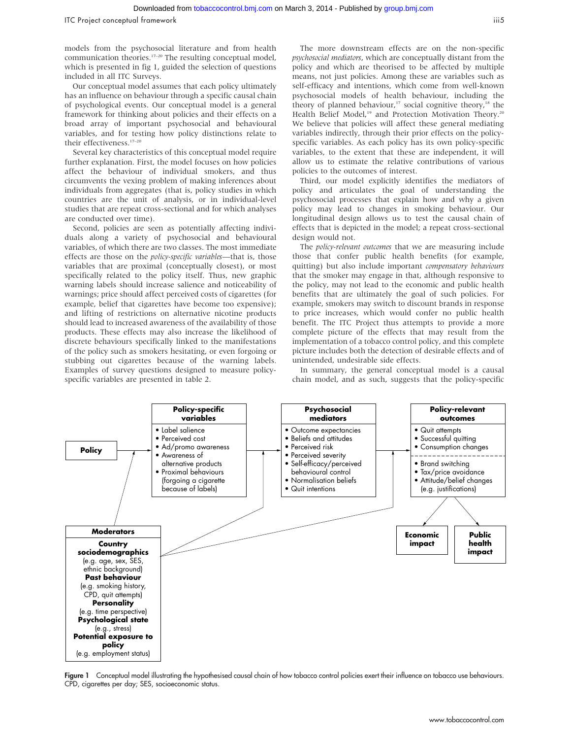models from the psychosocial literature and from health communication theories.[17–20] The resulting conceptual model, which is presented in fig 1, guided the selection of questions included in all ITC Surveys.

Our conceptual model assumes that each policy ultimately has an influence on behaviour through a specific causal chain of psychological events. Our conceptual model is a general framework for thinking about policies and their effects on a broad array of important psychosocial and behavioural variables, and for testing how policy distinctions relate to their effectiveness.[17–20]

Several key characteristics of this conceptual model require further explanation. First, the model focuses on how policies affect the behaviour of individual smokers, and thus circumvents the vexing problem of making inferences about individuals from aggregates (that is, policy studies in which countries are the unit of analysis, or in individual-level studies that are repeat cross-sectional and for which analyses are conducted over time).

Second, policies are seen as potentially affecting individuals along a variety of psychosocial and behavioural variables, of which there are two classes. The most immediate effects are those on the *policy-specific variables*—that is, those variables that are proximal (conceptually closest), or most specifically related to the policy itself. Thus, new graphic warning labels should increase salience and noticeability of warnings; price should affect perceived costs of cigarettes (for example, belief that cigarettes have become too expensive); and lifting of restrictions on alternative nicotine products should lead to increased awareness of the availability of those products. These effects may also increase the likelihood of discrete behaviours specifically linked to the manifestations of the policy such as smokers hesitating, or even forgoing or stubbing out cigarettes because of the warning labels. Examples of survey questions designed to measure policy-specific variables are presented in table 2.

The more downstream effects are on the non-specific *psychosocial mediators*, which are conceptually distant from the policy and which are theorised to be affected by multiple means, not just policies. Among these are variables such as self-efficacy and intentions, which come from well-known psychosocial models of health behaviour, including the theory of planned behaviour,[17] social cognitive theory,[18] the Health Belief Model,[19] and Protection Motivation Theory.[20] We believe that policies will affect these general mediating variables indirectly, through their prior effects on the policy-specific variables. As each policy has its own policy-specific variables, to the extent that these are independent, it will allow us to estimate the relative contributions of various policies to the outcomes of interest.

Third, our model explicitly identifies the mediators of policy and articulates the goal of understanding the psychosocial processes that explain how and why a given policy may lead to changes in smoking behaviour. Our longitudinal design allows us to test the causal chain of effects that is depicted in the model; a repeat cross-sectional design would not.

The *policy-relevant outcomes* that we are measuring include those that confer public health benefits (for example, quitting) but also include important *compensatory behaviours* that the smoker may engage in that, although responsive to the policy, may not lead to the economic and public health benefits that are ultimately the goal of such policies. For example, smokers may switch to discount brands in response to price increases, which would confer no public health benefit. The ITC Project thus attempts to provide a more complete picture of the effects that may result from the implementation of a tobacco control policy, and this complete picture includes both the detection of desirable effects and of unintended, undesirable side effects.

In summary, the general conceptual model is a causal chain model, and as such, suggests that the policy-specific

**Policy** → **Policy-specific variables**
- Label salience
- Perceived cost
- Ad/promo awareness
- Awareness of alternative products
- Proximal behaviours (forgoing a cigarette because of labels)

→ **Psychosocial mediators**
- Outcome expectancies
- Beliefs and attitudes
- Perceived risk
- Perceived severity
- Self-efficacy/perceived behavioural control
- Normalisation beliefs
- Quit intentions

→ **Policy-relevant outcomes**
- Quit attempts
- Successful quitting
- Consumption changes
- Brand switching
- Tax/price avoidance
- Attitude/belief changes (e.g. justifications)

→ **Economic impact**; **Public health impact**

**Moderators**
**Country sociodemographics** (e.g. age, sex, SES, ethnic background)
**Past behaviour** (e.g. smoking history, CPD, quit attempts)
**Personality** (e.g. time perspective)
**Psychological state** (e.g., stress)
**Potential exposure to policy** (e.g. employment status)

**Figure 1** Conceptual model illustrating the hypothesised causal chain of how tobacco control policies exert their influence on tobacco use behaviours. CPD, cigarettes per day; SES, socioeconomic status.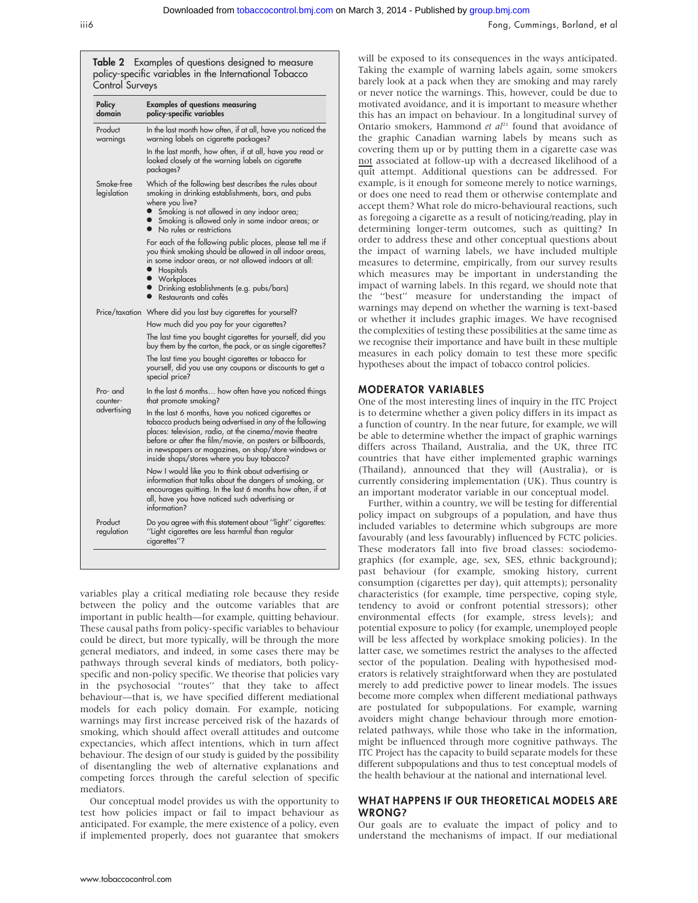**Table 2** Examples of questions designed to measure policy-specific variables in the International Tobacco Control Surveys

| Policy domain | Examples of questions measuring policy-specific variables |
|---|---|
| Product warnings | In the last month how often, if at all, have you noticed the warning labels on cigarette packages? |
| | In the last month, how often, if at all, have you read or looked closely at the warning labels on cigarette packages? |
| Smoke-free legislation | Which of the following best describes the rules about smoking in drinking establishments, bars, and pubs where you live? • Smoking is not allowed in any indoor area; • Smoking is allowed only in some indoor areas; or • No rules or restrictions |
| | For each of the following public places, please tell me if you think smoking should be allowed in all indoor areas, in some indoor areas, or not allowed indoors at all: • Hospitals • Workplaces • Drinking establishments (e.g. pubs/bars) • Restaurants and cafés |
| Price/taxation | Where did you last buy cigarettes for yourself? |
| | How much did you pay for your cigarettes? |
| | The last time you bought cigarettes for yourself, did you buy them by the carton, the pack, or as single cigarettes? |
| | The last time you bought cigarettes or tobacco for yourself, did you use any coupons or discounts to get a special price? |
| Pro- and counter-advertising | In the last 6 months… how often have you noticed things that promote smoking? |
| | In the last 6 months, have you noticed cigarettes or tobacco products being advertised in any of the following places: television, radio, at the cinema/movie theatre before or after the film/movie, on posters or billboards, in newspapers or magazines, on shop/store windows or inside shops/stores where you buy tobacco? |
| | Now I would like you to think about advertising or information that talks about the dangers of smoking, or encourages quitting. In the last 6 months how often, if at all, have you noticed such advertising or information? |
| Product regulation | Do you agree with this statement about "light" cigarettes: "Light cigarettes are less harmful than regular cigarettes"? |

variables play a critical mediating role because they reside between the policy and the outcome variables that are important in public health—for example, quitting behaviour. These causal paths from policy-specific variables to behaviour could be direct, but more typically, will be through the more general mediators, and indeed, in some cases there may be pathways through several kinds of mediators, both policy-specific and non-policy specific. We theorise that policies vary in the psychosocial "routes" that they take to affect behaviour—that is, we have specified different mediational models for each policy domain. For example, noticing warnings may first increase perceived risk of the hazards of smoking, which should affect overall attitudes and outcome expectancies, which affect intentions, which in turn affect behaviour. The design of our study is guided by the possibility of disentangling the web of alternative explanations and competing forces through the careful selection of specific mediators.

Our conceptual model provides us with the opportunity to test how policies impact or fail to impact behaviour as anticipated. For example, the mere existence of a policy, even if implemented properly, does not guarantee that smokers will be exposed to its consequences in the ways anticipated. Taking the example of warning labels again, some smokers barely look at a pack when they are smoking and may rarely or never notice the warnings. This, however, could be due to motivated avoidance, and it is important to measure whether this has an impact on behaviour. In a longitudinal survey of Ontario smokers, Hammond *et al*[21] found that avoidance of the graphic Canadian warning labels by means such as covering them up or by putting them in a cigarette case was not associated at follow-up with a decreased likelihood of a quit attempt. Additional questions can be addressed. For example, is it enough for someone merely to notice warnings, or does one need to read them or otherwise contemplate and accept them? What role do micro-behavioural reactions, such as foregoing a cigarette as a result of noticing/reading, play in determining longer-term outcomes, such as quitting? In order to address these and other conceptual questions about the impact of warning labels, we have included multiple measures to determine, empirically, from our survey results which measures may be important in understanding the impact of warning labels. In this regard, we should note that the "best" measure for understanding the impact of warnings may depend on whether the warning is text-based or whether it includes graphic images. We have recognised the complexities of testing these possibilities at the same time as we recognise their importance and have built in these multiple measures in each policy domain to test these more specific hypotheses about the impact of tobacco control policies.

## MODERATOR VARIABLES

One of the most interesting lines of inquiry in the ITC Project is to determine whether a given policy differs in its impact as a function of country. In the near future, for example, we will be able to determine whether the impact of graphic warnings differs across Thailand, Australia, and the UK, three ITC countries that have either implemented graphic warnings (Thailand), announced that they will (Australia), or is currently considering implementation (UK). Thus country is an important moderator variable in our conceptual model.

Further, within a country, we will be testing for differential policy impact on subgroups of a population, and have thus included variables to determine which subgroups are more favourably (and less favourably) influenced by FCTC policies. These moderators fall into five broad classes: sociodemographics (for example, age, sex, SES, ethnic background); past behaviour (for example, smoking history, current consumption (cigarettes per day), quit attempts); personality characteristics (for example, time perspective, coping style, tendency to avoid or confront potential stressors); other environmental effects (for example, stress levels); and potential exposure to policy (for example, unemployed people will be less affected by workplace smoking policies). In the latter case, we sometimes restrict the analyses to the affected sector of the population. Dealing with hypothesised moderators is relatively straightforward when they are postulated merely to add predictive power to linear models. The issues become more complex when different mediational pathways are postulated for subpopulations. For example, warning avoiders might change behaviour through more emotion-related pathways, while those who take in the information, might be influenced through more cognitive pathways. The ITC Project has the capacity to build separate models for these different subpopulations and thus to test conceptual models of the health behaviour at the national and international level.

## WHAT HAPPENS IF OUR THEORETICAL MODELS ARE WRONG?

Our goals are to evaluate the impact of policy and to understand the mechanisms of impact. If our mediational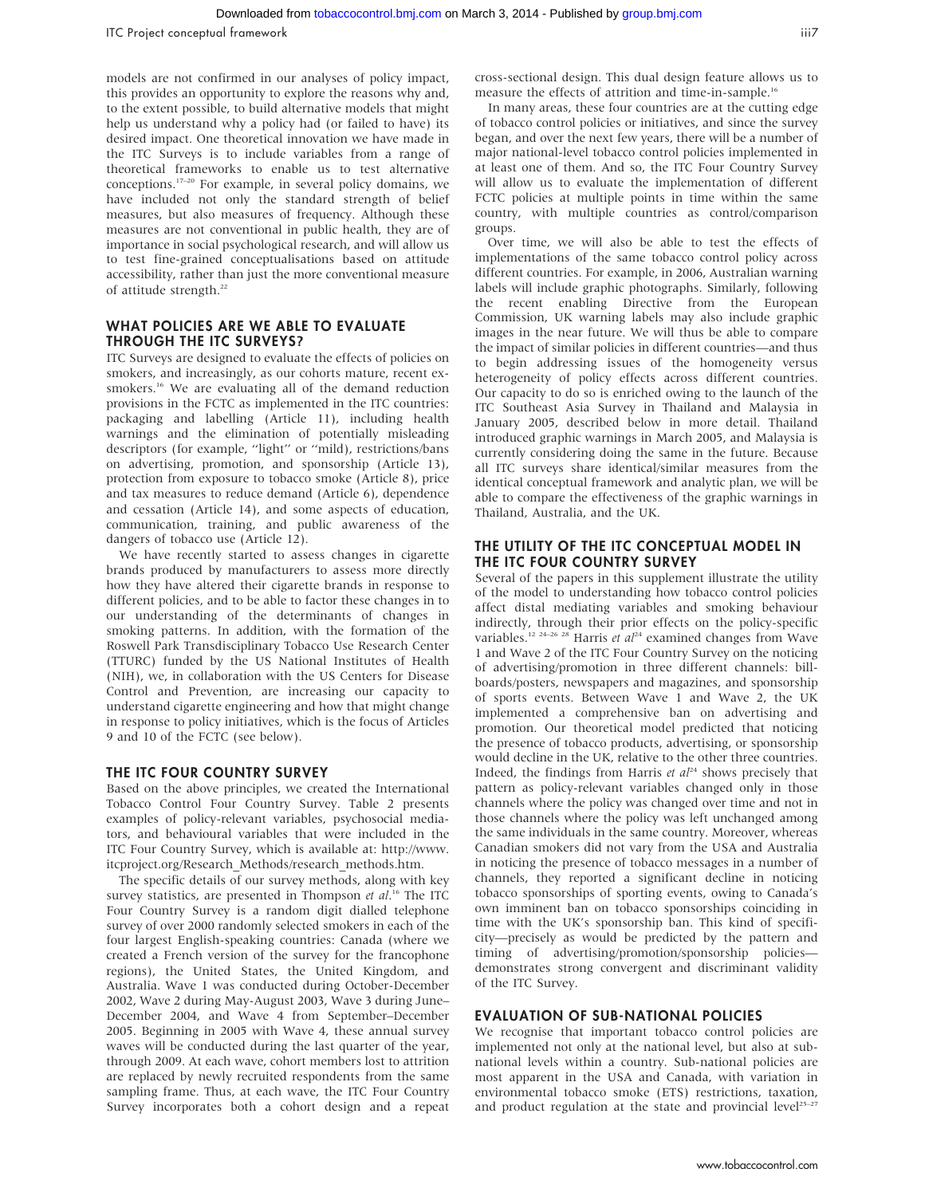models are not confirmed in our analyses of policy impact, this provides an opportunity to explore the reasons why and, to the extent possible, to build alternative models that might help us understand why a policy had (or failed to have) its desired impact. One theoretical innovation we have made in the ITC Surveys is to include variables from a range of theoretical frameworks to enable us to test alternative conceptions.[17–20] For example, in several policy domains, we have included not only the standard strength of belief measures, but also measures of frequency. Although these measures are not conventional in public health, they are of importance in social psychological research, and will allow us to test fine-grained conceptualisations based on attitude accessibility, rather than just the more conventional measure of attitude strength.[22]

## WHAT POLICIES ARE WE ABLE TO EVALUATE THROUGH THE ITC SURVEYS?

ITC Surveys are designed to evaluate the effects of policies on smokers, and increasingly, as our cohorts mature, recent ex-smokers.[16] We are evaluating all of the demand reduction provisions in the FCTC as implemented in the ITC countries: packaging and labelling (Article 11), including health warnings and the elimination of potentially misleading descriptors (for example, "light" or "mild), restrictions/bans on advertising, promotion, and sponsorship (Article 13), protection from exposure to tobacco smoke (Article 8), price and tax measures to reduce demand (Article 6), dependence and cessation (Article 14), and some aspects of education, communication, training, and public awareness of the dangers of tobacco use (Article 12).

We have recently started to assess changes in cigarette brands produced by manufacturers to assess more directly how they have altered their cigarette brands in response to different policies, and to be able to factor these changes in to our understanding of the determinants of changes in smoking patterns. In addition, with the formation of the Roswell Park Transdisciplinary Tobacco Use Research Center (TTURC) funded by the US National Institutes of Health (NIH), we, in collaboration with the US Centers for Disease Control and Prevention, are increasing our capacity to understand cigarette engineering and how that might change in response to policy initiatives, which is the focus of Articles 9 and 10 of the FCTC (see below).

## THE ITC FOUR COUNTRY SURVEY

Based on the above principles, we created the International Tobacco Control Four Country Survey. Table 2 presents examples of policy-relevant variables, psychosocial mediators, and behavioural variables that were included in the ITC Four Country Survey, which is available at: http://www.itcproject.org/Research_Methods/research_methods.htm.

The specific details of our survey methods, along with key survey statistics, are presented in Thompson *et al*.[16] The ITC Four Country Survey is a random digit dialled telephone survey of over 2000 randomly selected smokers in each of the four largest English-speaking countries: Canada (where we created a French version of the survey for the francophone regions), the United States, the United Kingdom, and Australia. Wave 1 was conducted during October-December 2002, Wave 2 during May-August 2003, Wave 3 during June–December 2004, and Wave 4 from September–December 2005. Beginning in 2005 with Wave 4, these annual survey waves will be conducted during the last quarter of the year, through 2009. At each wave, cohort members lost to attrition are replaced by newly recruited respondents from the same sampling frame. Thus, at each wave, the ITC Four Country Survey incorporates both a cohort design and a repeat cross-sectional design. This dual design feature allows us to measure the effects of attrition and time-in-sample.[16]

In many areas, these four countries are at the cutting edge of tobacco control policies or initiatives, and since the survey began, and over the next few years, there will be a number of major national-level tobacco control policies implemented in at least one of them. And so, the ITC Four Country Survey will allow us to evaluate the implementation of different FCTC policies at multiple points in time within the same country, with multiple countries as control/comparison groups.

Over time, we will also be able to test the effects of implementations of the same tobacco control policy across different countries. For example, in 2006, Australian warning labels will include graphic photographs. Similarly, following the recent enabling Directive from the European Commission, UK warning labels may also include graphic images in the near future. We will thus be able to compare the impact of similar policies in different countries—and thus to begin addressing issues of the homogeneity versus heterogeneity of policy effects across different countries. Our capacity to do so is enriched owing to the launch of the ITC Southeast Asia Survey in Thailand and Malaysia in January 2005, described below in more detail. Thailand introduced graphic warnings in March 2005, and Malaysia is currently considering doing the same in the future. Because all ITC surveys share identical/similar measures from the identical conceptual framework and analytic plan, we will be able to compare the effectiveness of the graphic warnings in Thailand, Australia, and the UK.

## THE UTILITY OF THE ITC CONCEPTUAL MODEL IN THE ITC FOUR COUNTRY SURVEY

Several of the papers in this supplement illustrate the utility of the model to understanding how tobacco control policies affect distal mediating variables and smoking behaviour indirectly, through their prior effects on the policy-specific variables.[12 24–26 28] Harris *et al*[24] examined changes from Wave 1 and Wave 2 of the ITC Four Country Survey on the noticing of advertising/promotion in three different channels: billboards/posters, newspapers and magazines, and sponsorship of sports events. Between Wave 1 and Wave 2, the UK implemented a comprehensive ban on advertising and promotion. Our theoretical model predicted that noticing the presence of tobacco products, advertising, or sponsorship would decline in the UK, relative to the other three countries. Indeed, the findings from Harris *et al*[24] shows precisely that pattern as policy-relevant variables changed only in those channels where the policy was changed over time and not in those channels where the policy was left unchanged among the same individuals in the same country. Moreover, whereas Canadian smokers did not vary from the USA and Australia in noticing the presence of tobacco messages in a number of channels, they reported a significant decline in noticing tobacco sponsorships of sporting events, owing to Canada's own imminent ban on tobacco sponsorships coinciding in time with the UK's sponsorship ban. This kind of specificity—precisely as would be predicted by the pattern and timing of advertising/promotion/sponsorship policies—demonstrates strong convergent and discriminant validity of the ITC Survey.

## EVALUATION OF SUB-NATIONAL POLICIES

We recognise that important tobacco control policies are implemented not only at the national level, but also at sub-national levels within a country. Sub-national policies are most apparent in the USA and Canada, with variation in environmental tobacco smoke (ETS) restrictions, taxation, and product regulation at the state and provincial level[25–27]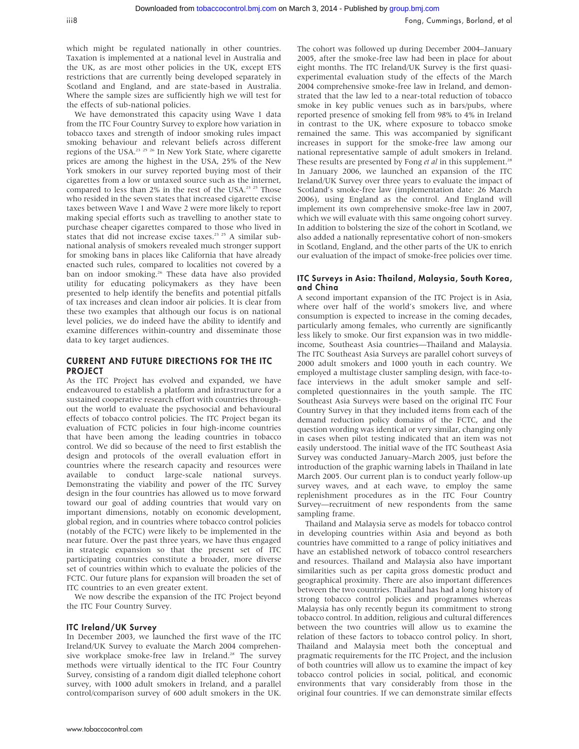which might be regulated nationally in other countries. Taxation is implemented at a national level in Australia and the UK, as are most other policies in the UK, except ETS restrictions that are currently being developed separately in Scotland and England, and are state-based in Australia. Where the sample sizes are sufficiently high we will test for the effects of sub-national policies.

We have demonstrated this capacity using Wave 1 data from the ITC Four Country Survey to explore how variation in tobacco taxes and strength of indoor smoking rules impact smoking behaviour and relevant beliefs across different regions of the USA.[23 25 26] In New York State, where cigarette prices are among the highest in the USA, 25% of the New York smokers in our survey reported buying most of their cigarettes from a low or untaxed source such as the internet, compared to less than 2% in the rest of the USA.[23 25] Those who resided in the seven states that increased cigarette excise taxes between Wave 1 and Wave 2 were more likely to report making special efforts such as travelling to another state to purchase cheaper cigarettes compared to those who lived in states that did not increase excise taxes.[23 25] A similar sub-national analysis of smokers revealed much stronger support for smoking bans in places like California that have already enacted such rules, compared to localities not covered by a ban on indoor smoking.[26] These data have also provided utility for educating policymakers as they have been presented to help identify the benefits and potential pitfalls of tax increases and clean indoor air policies. It is clear from these two examples that although our focus is on national level policies, we do indeed have the ability to identify and examine differences within-country and disseminate those data to key target audiences.

## CURRENT AND FUTURE DIRECTIONS FOR THE ITC PROJECT

As the ITC Project has evolved and expanded, we have endeavoured to establish a platform and infrastructure for a sustained cooperative research effort with countries throughout the world to evaluate the psychosocial and behavioural effects of tobacco control policies. The ITC Project began its evaluation of FCTC policies in four high-income countries that have been among the leading countries in tobacco control. We did so because of the need to first establish the design and protocols of the overall evaluation effort in countries where the research capacity and resources were available to conduct large-scale national surveys. Demonstrating the viability and power of the ITC Survey design in the four countries has allowed us to move forward toward our goal of adding countries that would vary on important dimensions, notably on economic development, global region, and in countries where tobacco control policies (notably of the FCTC) were likely to be implemented in the near future. Over the past three years, we have thus engaged in strategic expansion so that the present set of ITC participating countries constitute a broader, more diverse set of countries within which to evaluate the policies of the FCTC. Our future plans for expansion will broaden the set of ITC countries to an even greater extent.

We now describe the expansion of the ITC Project beyond the ITC Four Country Survey.

### ITC Ireland/UK Survey

In December 2003, we launched the first wave of the ITC Ireland/UK Survey to evaluate the March 2004 comprehensive workplace smoke-free law in Ireland.[28] The survey methods were virtually identical to the ITC Four Country Survey, consisting of a random digit dialled telephone cohort survey, with 1000 adult smokers in Ireland, and a parallel control/comparison survey of 600 adult smokers in the UK. The cohort was followed up during December 2004–January 2005, after the smoke-free law had been in place for about eight months. The ITC Ireland/UK Survey is the first quasi-experimental evaluation study of the effects of the March 2004 comprehensive smoke-free law in Ireland, and demonstrated that the law led to a near-total reduction of tobacco smoke in key public venues such as in bars/pubs, where reported presence of smoking fell from 98% to 4% in Ireland in contrast to the UK, where exposure to tobacco smoke remained the same. This was accompanied by significant increases in support for the smoke-free law among our national representative sample of adult smokers in Ireland. These results are presented by Fong *et al* in this supplement.[28] In January 2006, we launched an expansion of the ITC Ireland/UK Survey over three years to evaluate the impact of Scotland's smoke-free law (implementation date: 26 March 2006), using England as the control. And England will implement its own comprehensive smoke-free law in 2007, which we will evaluate with this same ongoing cohort survey. In addition to bolstering the size of the cohort in Scotland, we also added a nationally representative cohort of non-smokers in Scotland, England, and the other parts of the UK to enrich our evaluation of the impact of smoke-free policies over time.

### ITC Surveys in Asia: Thailand, Malaysia, South Korea, and China

A second important expansion of the ITC Project is in Asia, where over half of the world's smokers live, and where consumption is expected to increase in the coming decades, particularly among females, who currently are significantly less likely to smoke. Our first expansion was in two middle-income, Southeast Asia countries—Thailand and Malaysia. The ITC Southeast Asia Surveys are parallel cohort surveys of 2000 adult smokers and 1000 youth in each country. We employed a multistage cluster sampling design, with face-to-face interviews in the adult smoker sample and self-completed questionnaires in the youth sample. The ITC Southeast Asia Surveys were based on the original ITC Four Country Survey in that they included items from each of the demand reduction policy domains of the FCTC, and the question wording was identical or very similar, changing only in cases when pilot testing indicated that an item was not easily understood. The initial wave of the ITC Southeast Asia Survey was conducted January–March 2005, just before the introduction of the graphic warning labels in Thailand in late March 2005. Our current plan is to conduct yearly follow-up survey waves, and at each wave, to employ the same replenishment procedures as in the ITC Four Country Survey—recruitment of new respondents from the same sampling frame.

Thailand and Malaysia serve as models for tobacco control in developing countries within Asia and beyond as both countries have committed to a range of policy initiatives and have an established network of tobacco control researchers and resources. Thailand and Malaysia also have important similarities such as per capita gross domestic product and geographical proximity. There are also important differences between the two countries. Thailand has had a long history of strong tobacco control policies and programmes whereas Malaysia has only recently begun its commitment to strong tobacco control. In addition, religious and cultural differences between the two countries will allow us to examine the relation of these factors to tobacco control policy. In short, Thailand and Malaysia meet both the conceptual and pragmatic requirements for the ITC Project, and the inclusion of both countries will allow us to examine the impact of key tobacco control policies in social, political, and economic environments that vary considerably from those in the original four countries. If we can demonstrate similar effects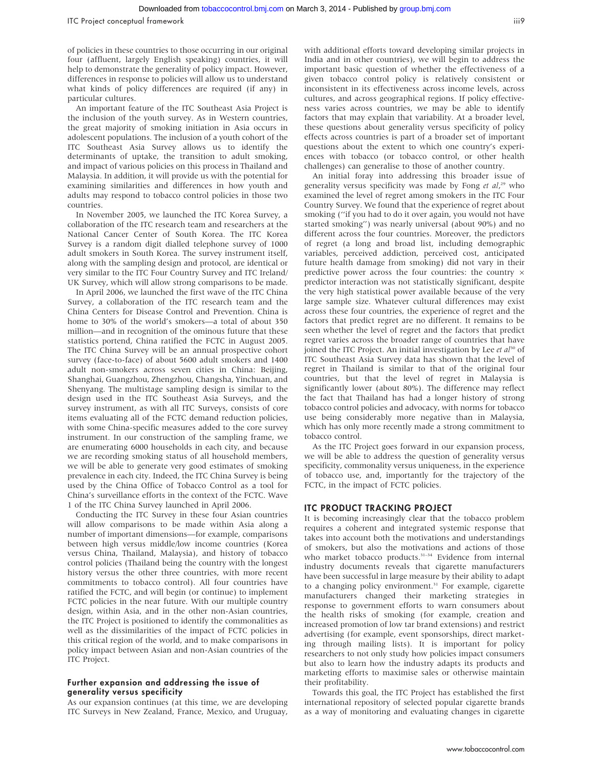of policies in these countries to those occurring in our original four (affluent, largely English speaking) countries, it will help to demonstrate the generality of policy impact. However, differences in response to policies will allow us to understand what kinds of policy differences are required (if any) in particular cultures.

An important feature of the ITC Southeast Asia Project is the inclusion of the youth survey. As in Western countries, the great majority of smoking initiation in Asia occurs in adolescent populations. The inclusion of a youth cohort of the ITC Southeast Asia Survey allows us to identify the determinants of uptake, the transition to adult smoking, and impact of various policies on this process in Thailand and Malaysia. In addition, it will provide us with the potential for examining similarities and differences in how youth and adults may respond to tobacco control policies in those two countries.

In November 2005, we launched the ITC Korea Survey, a collaboration of the ITC research team and researchers at the National Cancer Center of South Korea. The ITC Korea Survey is a random digit dialled telephone survey of 1000 adult smokers in South Korea. The survey instrument itself, along with the sampling design and protocol, are identical or very similar to the ITC Four Country Survey and ITC Ireland/UK Survey, which will allow strong comparisons to be made.

In April 2006, we launched the first wave of the ITC China Survey, a collaboration of the ITC research team and the China Centers for Disease Control and Prevention. China is home to 30% of the world's smokers—a total of about 350 million—and in recognition of the ominous future that these statistics portend, China ratified the FCTC in August 2005. The ITC China Survey will be an annual prospective cohort survey (face-to-face) of about 5600 adult smokers and 1400 adult non-smokers across seven cities in China: Beijing, Shanghai, Guangzhou, Zhengzhou, Changsha, Yinchuan, and Shenyang. The multistage sampling design is similar to the design used in the ITC Southeast Asia Surveys, and the survey instrument, as with all ITC Surveys, consists of core items evaluating all of the FCTC demand reduction policies, with some China-specific measures added to the core survey instrument. In our construction of the sampling frame, we are enumerating 6000 households in each city, and because we are recording smoking status of all household members, we will be able to generate very good estimates of smoking prevalence in each city. Indeed, the ITC China Survey is being used by the China Office of Tobacco Control as a tool for China's surveillance efforts in the context of the FCTC. Wave 1 of the ITC China Survey launched in April 2006.

Conducting the ITC Survey in these four Asian countries will allow comparisons to be made within Asia along a number of important dimensions—for example, comparisons between high versus middle/low income countries (Korea versus China, Thailand, Malaysia), and history of tobacco control policies (Thailand being the country with the longest history versus the other three countries, with more recent commitments to tobacco control). All four countries have ratified the FCTC, and will begin (or continue) to implement FCTC policies in the near future. With our multiple country design, within Asia, and in the other non-Asian countries, the ITC Project is positioned to identify the commonalities as well as the dissimilarities of the impact of FCTC policies in this critical region of the world, and to make comparisons in policy impact between Asian and non-Asian countries of the ITC Project.

### Further expansion and addressing the issue of generality versus specificity

As our expansion continues (at this time, we are developing ITC Surveys in New Zealand, France, Mexico, and Uruguay, with additional efforts toward developing similar projects in India and in other countries), we will begin to address the important basic question of whether the effectiveness of a given tobacco control policy is relatively consistent or inconsistent in its effectiveness across income levels, across cultures, and across geographical regions. If policy effectiveness varies across countries, we may be able to identify factors that may explain that variability. At a broader level, these questions about generality versus specificity of policy effects across countries is part of a broader set of important questions about the extent to which one country's experiences with tobacco (or tobacco control, or other health challenges) can generalise to those of another country.

An initial foray into addressing this broader issue of generality versus specificity was made by Fong *et al*,[29] who examined the level of regret among smokers in the ITC Four Country Survey. We found that the experience of regret about smoking ("if you had to do it over again, you would not have started smoking") was nearly universal (about 90%) and no different across the four countries. Moreover, the predictors of regret (a long and broad list, including demographic variables, perceived addiction, perceived cost, anticipated future health damage from smoking) did not vary in their predictive power across the four countries: the country × predictor interaction was not statistically significant, despite the very high statistical power available because of the very large sample size. Whatever cultural differences may exist across these four countries, the experience of regret and the factors that predict regret are no different. It remains to be seen whether the level of regret and the factors that predict regret varies across the broader range of countries that have joined the ITC Project. An initial investigation by Lee *et al*[30] of ITC Southeast Asia Survey data has shown that the level of regret in Thailand is similar to that of the original four countries, but that the level of regret in Malaysia is significantly lower (about 80%). The difference may reflect the fact that Thailand has had a longer history of strong tobacco control policies and advocacy, with norms for tobacco use being considerably more negative than in Malaysia, which has only more recently made a strong commitment to tobacco control.

As the ITC Project goes forward in our expansion process, we will be able to address the question of generality versus specificity, commonality versus uniqueness, in the experience of tobacco use, and, importantly for the trajectory of the FCTC, in the impact of FCTC policies.

## ITC PRODUCT TRACKING PROJECT

It is becoming increasingly clear that the tobacco problem requires a coherent and integrated systemic response that takes into account both the motivations and understandings of smokers, but also the motivations and actions of those who market tobacco products.[31–34] Evidence from internal industry documents reveals that cigarette manufacturers have been successful in large measure by their ability to adapt to a changing policy environment.[31] For example, cigarette manufacturers changed their marketing strategies in response to government efforts to warn consumers about the health risks of smoking (for example, creation and increased promotion of low tar brand extensions) and restrict advertising (for example, event sponsorships, direct marketing through mailing lists). It is important for policy researchers to not only study how policies impact consumers but also to learn how the industry adapts its products and marketing efforts to maximise sales or otherwise maintain their profitability.

Towards this goal, the ITC Project has established the first international repository of selected popular cigarette brands as a way of monitoring and evaluating changes in cigarette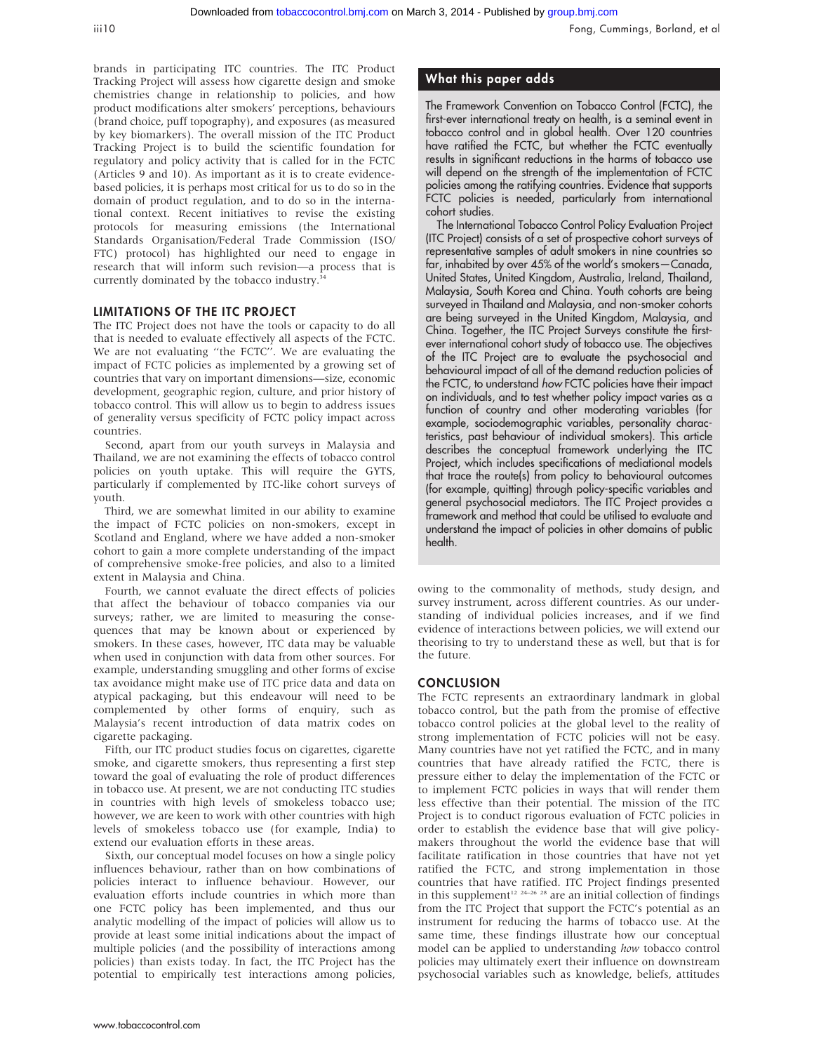brands in participating ITC countries. The ITC Product Tracking Project will assess how cigarette design and smoke chemistries change in relationship to policies, and how product modifications alter smokers' perceptions, behaviours (brand choice, puff topography), and exposures (as measured by key biomarkers). The overall mission of the ITC Product Tracking Project is to build the scientific foundation for regulatory and policy activity that is called for in the FCTC (Articles 9 and 10). As important as it is to create evidence-based policies, it is perhaps most critical for us to do so in the domain of product regulation, and to do so in the international context. Recent initiatives to revise the existing protocols for measuring emissions (the International Standards Organisation/Federal Trade Commission (ISO/FTC) protocol) has highlighted our need to engage in research that will inform such revision—a process that is currently dominated by the tobacco industry.[34]

## LIMITATIONS OF THE ITC PROJECT

The ITC Project does not have the tools or capacity to do all that is needed to evaluate effectively all aspects of the FCTC. We are not evaluating "the FCTC". We are evaluating the impact of FCTC policies as implemented by a growing set of countries that vary on important dimensions—size, economic development, geographic region, culture, and prior history of tobacco control. This will allow us to begin to address issues of generality versus specificity of FCTC policy impact across countries.

Second, apart from our youth surveys in Malaysia and Thailand, we are not examining the effects of tobacco control policies on youth uptake. This will require the GYTS, particularly if complemented by ITC-like cohort surveys of youth.

Third, we are somewhat limited in our ability to examine the impact of FCTC policies on non-smokers, except in Scotland and England, where we have added a non-smoker cohort to gain a more complete understanding of the impact of comprehensive smoke-free policies, and also to a limited extent in Malaysia and China.

Fourth, we cannot evaluate the direct effects of policies that affect the behaviour of tobacco companies via our surveys; rather, we are limited to measuring the consequences that may be known about or experienced by smokers. In these cases, however, ITC data may be valuable when used in conjunction with data from other sources. For example, understanding smuggling and other forms of excise tax avoidance might make use of ITC price data and data on atypical packaging, but this endeavour will need to be complemented by other forms of enquiry, such as Malaysia's recent introduction of data matrix codes on cigarette packaging.

Fifth, our ITC product studies focus on cigarettes, cigarette smoke, and cigarette smokers, thus representing a first step toward the goal of evaluating the role of product differences in tobacco use. At present, we are not conducting ITC studies in countries with high levels of smokeless tobacco use; however, we are keen to work with other countries with high levels of smokeless tobacco use (for example, India) to extend our evaluation efforts in these areas.

Sixth, our conceptual model focuses on how a single policy influences behaviour, rather than on how combinations of policies interact to influence behaviour. However, our evaluation efforts include countries in which more than one FCTC policy has been implemented, and thus our analytic modelling of the impact of policies will allow us to provide at least some initial indications about the impact of multiple policies (and the possibility of interactions among policies) than exists today. In fact, the ITC Project has the potential to empirically test interactions among policies, owing to the commonality of methods, study design, and survey instrument, across different countries. As our understanding of individual policies increases, and if we find evidence of interactions between policies, we will extend our theorising to try to understand these as well, but that is for the future.

## What this paper adds

The Framework Convention on Tobacco Control (FCTC), the first-ever international treaty on health, is a seminal event in tobacco control and in global health. Over 120 countries have ratified the FCTC, but whether the FCTC eventually results in significant reductions in the harms of tobacco use will depend on the strength of the implementation of FCTC policies among the ratifying countries. Evidence that supports FCTC policies is needed, particularly from international cohort studies.

The International Tobacco Control Policy Evaluation Project (ITC Project) consists of a set of prospective cohort surveys of representative samples of adult smokers in nine countries so far, inhabited by over 45% of the world's smokers—Canada, United States, United Kingdom, Australia, Ireland, Thailand, Malaysia, South Korea and China. Youth cohorts are being surveyed in Thailand and Malaysia, and non-smoker cohorts are being surveyed in the United Kingdom, Malaysia, and China. Together, the ITC Project Surveys constitute the first-ever international cohort study of tobacco use. The objectives of the ITC Project are to evaluate the psychosocial and behavioural impact of all of the demand reduction policies of the FCTC, to understand *how* FCTC policies have their impact on individuals, and to test whether policy impact varies as a function of country and other moderating variables (for example, sociodemographic variables, personality characteristics, past behaviour of individual smokers). This article describes the conceptual framework underlying the ITC Project, which includes specifications of mediational models that trace the route(s) from policy to behavioural outcomes (for example, quitting) through policy-specific variables and general psychosocial mediators. The ITC Project provides a framework and method that could be utilised to evaluate and understand the impact of policies in other domains of public health.

## CONCLUSION

The FCTC represents an extraordinary landmark in global tobacco control, but the path from the promise of effective tobacco control policies at the global level to the reality of strong implementation of FCTC policies will not be easy. Many countries have not yet ratified the FCTC, and in many countries that have already ratified the FCTC, there is pressure either to delay the implementation of the FCTC or to implement FCTC policies in ways that will render them less effective than their potential. The mission of the ITC Project is to conduct rigorous evaluation of FCTC policies in order to establish the evidence base that will give policymakers throughout the world the evidence base that will facilitate ratification in those countries that have not yet ratified the FCTC, and strong implementation in those countries that have ratified. ITC Project findings presented in this supplement[12 24–26 28] are an initial collection of findings from the ITC Project that support the FCTC's potential as an instrument for reducing the harms of tobacco use. At the same time, these findings illustrate how our conceptual model can be applied to understanding *how* tobacco control policies may ultimately exert their influence on downstream psychosocial variables such as knowledge, beliefs, attitudes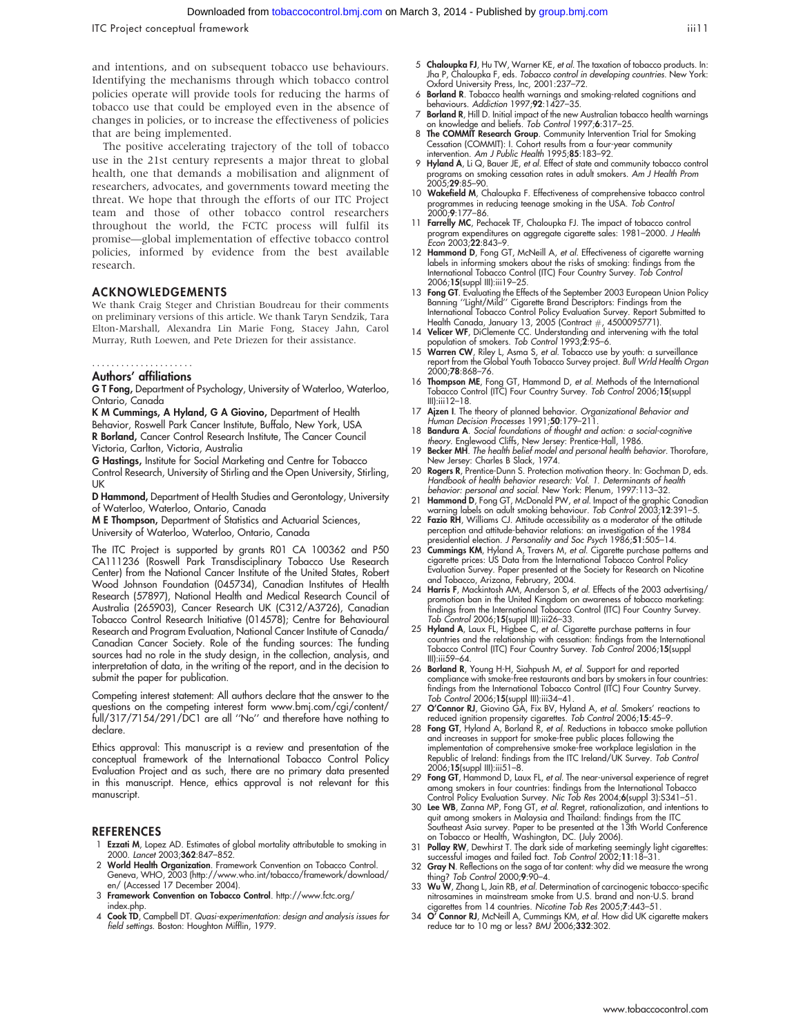and intentions, and on subsequent tobacco use behaviours. Identifying the mechanisms through which tobacco control policies operate will provide tools for reducing the harms of tobacco use that could be employed even in the absence of changes in policies, or to increase the effectiveness of policies that are being implemented.

The positive accelerating trajectory of the toll of tobacco use in the 21st century represents a major threat to global health, one that demands a mobilisation and alignment of researchers, advocates, and governments toward meeting the threat. We hope that through the efforts of our ITC Project team and those of other tobacco control researchers throughout the world, the FCTC process will fulfil its promise—global implementation of effective tobacco control policies, informed by evidence from the best available research.

## ACKNOWLEDGEMENTS

We thank Craig Steger and Christian Boudreau for their comments on preliminary versions of this article. We thank Taryn Sendzik, Tara Elton-Marshall, Alexandra Lin Marie Fong, Stacey Jahn, Carol Murray, Ruth Loewen, and Pete Driezen for their assistance.

### Authors' affiliations

**G T Fong,** Department of Psychology, University of Waterloo, Waterloo, Ontario, Canada

**K M Cummings, A Hyland, G A Giovino,** Department of Health Behavior, Roswell Park Cancer Institute, Buffalo, New York, USA

**R Borland,** Cancer Control Research Institute, The Cancer Council Victoria, Carlton, Victoria, Australia

**G Hastings,** Institute for Social Marketing and Centre for Tobacco Control Research, University of Stirling and the Open University, Stirling, UK

**D Hammond,** Department of Health Studies and Gerontology, University of Waterloo, Waterloo, Ontario, Canada

**M E Thompson,** Department of Statistics and Actuarial Sciences, University of Waterloo, Waterloo, Ontario, Canada

The ITC Project is supported by grants R01 CA 100362 and P50 CA111236 (Roswell Park Transdisciplinary Tobacco Use Research Center) from the National Cancer Institute of the United States, Robert Wood Johnson Foundation (045734), Canadian Institutes of Health Research (57897), National Health and Medical Research Council of Australia (265903), Cancer Research UK (C312/A3726), Canadian Tobacco Control Research Initiative (014578); Centre for Behavioural Research and Program Evaluation, National Cancer Institute of Canada/Canadian Cancer Society. Role of the funding sources: The funding sources had no role in the study design, in the collection, analysis, and interpretation of data, in the writing of the report, and in the decision to submit the paper for publication.

Competing interest statement: All authors declare that the answer to the questions on the competing interest form www.bmj.com/cgi/content/full/317/7154/291/DC1 are all ''No'' and therefore have nothing to declare.

Ethics approval: This manuscript is a review and presentation of the conceptual framework of the International Tobacco Control Policy Evaluation Project and as such, there are no primary data presented in this manuscript. Hence, ethics approval is not relevant for this manuscript.

## REFERENCES

1. **Ezzati M**, Lopez AD. Estimates of global mortality attributable to smoking in 2000. *Lancet* 2003;**362**:847–852.
2. **World Health Organization**. Framework Convention on Tobacco Control. Geneva, WHO, 2003 (http://www.who.int/tobacco/framework/download/en/ (Accessed 17 December 2004).
3. **Framework Convention on Tobacco Control**. http://www.fctc.org/index.php.
4. **Cook TD**, Campbell DT. *Quasi-experimentation: design and analysis issues for field settings.* Boston: Houghton Mifflin, 1979.
5. **Chaloupka FJ**, Hu TW, Warner KE, *et al.* The taxation of tobacco products. In: Jha P, Chaloupka F, eds. *Tobacco control in developing countries.* New York: Oxford University Press, Inc, 2001:237–72.
6. **Borland R**. Tobacco health warnings and smoking-related cognitions and behaviours. *Addiction* 1997;**92**:1427–35.
7. **Borland R**, Hill D. Initial impact of the new Australian tobacco health warnings on knowledge and beliefs. *Tob Control* 1997;**6**:317–25.
8. **The COMMIT Research Group**. Community Intervention Trial for Smoking Cessation (COMMIT): I. Cohort results from a four-year community intervention. *Am J Public Health* 1995;**85**:183–92.
9. **Hyland A**, Li Q, Bauer JE, *et al.* Effect of state and community tobacco control programs on smoking cessation rates in adult smokers. *Am J Health Prom* 2005;**29**:85–90.
10. **Wakefield M**, Chaloupka F. Effectiveness of comprehensive tobacco control programmes in reducing teenage smoking in the USA. *Tob Control* 2000;**9**:177–86.
11. **Farrelly MC**, Pechacek TF, Chaloupka FJ. The impact of tobacco control program expenditures on aggregate cigarette sales: 1981–2000. *J Health Econ* 2003;**22**:843–9.
12. **Hammond D**, Fong GT, McNeill A, *et al.* Effectiveness of cigarette warning labels in informing smokers about the risks of smoking: findings from the International Tobacco Control (ITC) Four Country Survey. *Tob Control* 2006;**15**(suppl III):iii19–25.
13. **Fong GT**. Evaluating the Effects of the September 2003 European Union Policy Banning ''Light/Mild'' Cigarette Brand Descriptors: Findings from the International Tobacco Control Policy Evaluation Survey. Report Submitted to Health Canada, January 13, 2005 (Contract #, 4500095771).
14. **Velicer WF**, DiClemente CC. Understanding and intervening with the total population of smokers. *Tob Control* 1993;**2**:95–6.
15. **Warren CW**, Riley L, Asma S, *et al.* Tobacco use by youth: a surveillance report from the Global Youth Tobacco Survey project. *Bull Wrld Health Organ* 2000;**78**:868–76.
16. **Thompson ME**, Fong GT, Hammond D, *et al.* Methods of the International Tobacco Control (ITC) Four Country Survey. *Tob Control* 2006;**15**(suppl III):iii12–18.
17. **Ajzen I**. The theory of planned behavior. *Organizational Behavior and Human Decision Processes* 1991;**50**:179–211.
18. **Bandura A**. *Social foundations of thought and action: a social-cognitive theory.* Englewood Cliffs, New Jersey: Prentice-Hall, 1986.
19. **Becker MH**. *The health belief model and personal health behavior.* Thorofare, New Jersey: Charles B Slack, 1974.
20. **Rogers R**, Prentice-Dunn S. Protection motivation theory. In: Gochman D, eds. *Handbook of health behavior research: Vol. 1. Determinants of health behavior: personal and social.* New York: Plenum, 1997:113–32.
21. **Hammond D**, Fong GT, McDonald PW, *et al.* Impact of the graphic Canadian warning labels on adult smoking behaviour. *Tob Control* 2003;**12**:391–5.
22. **Fazio RH**, Williams CJ. Attitude accessibility as a moderator of the attitude perception and attitude-behavior relations: an investigation of the 1984 presidential election. *J Personality and Soc Psych* 1986;**51**:505–14.
23. **Cummings KM**, Hyland A, Travers M, *et al.* Cigarette purchase patterns and cigarette prices: US Data from the International Tobacco Control Policy Evaluation Survey. Paper presented at the Society for Research on Nicotine and Tobacco, Arizona, February, 2004.
24. **Harris F**, Mackintosh AM, Anderson S, *et al.* Effects of the 2003 advertising/promotion ban in the United Kingdom on awareness of tobacco marketing: findings from the International Tobacco Control (ITC) Four Country Survey. *Tob Control* 2006;**15**(suppl III):iii26–33.
25. **Hyland A**, Laux FL, Higbee C, *et al.* Cigarette purchase patterns in four countries and the relationship with cessation: findings from the International Tobacco Control (ITC) Four Country Survey. *Tob Control* 2006;**15**(suppl III):iii59–64.
26. **Borland R**, Young H-H, Siahpush M, *et al.* Support for and reported compliance with smoke-free restaurants and bars by smokers in four countries: findings from the International Tobacco Control (ITC) Four Country Survey. *Tob Control* 2006;**15**(suppl III):iii34–41.
27. **O'Connor RJ**, Giovino GA, Fix BV, Hyland A, *et al.* Smokers' reactions to reduced ignition propensity cigarettes. *Tob Control* 2006;**15**:45–9.
28. **Fong GT**, Hyland A, Borland R, *et al.* Reductions in tobacco smoke pollution and increases in support for smoke-free public places following the implementation of comprehensive smoke-free workplace legislation in the Republic of Ireland: findings from the ITC Ireland/UK Survey. *Tob Control* 2006;**15**(suppl III):iii51–8.
29. **Fong GT**, Hammond D, Laux FL, *et al.* The near-universal experience of regret among smokers in four countries: findings from the International Tobacco Control Policy Evaluation Survey. *Nic Tob Res* 2004;**6**(suppl 3):S341–51.
30. **Lee WB**, Zanna MP, Fong GT, *et al.* Regret, rationalization, and intentions to quit among smokers in Malaysia and Thailand: findings from the ITC Southeast Asia survey. Paper to be presented at the 13th World Conference on Tobacco or Health, Washington, DC. (July 2006).
31. **Pollay RW**, Dewhirst T. The dark side of marketing seemingly light cigarettes: successful images and failed fact. *Tob Control* 2002;**11**:18–31.
32. **Gray N**. Reflections on the saga of tar content: why did we measure the wrong thing? *Tob Control* 2000;**9**:90–4.
33. **Wu W**, Zhang L, Jain RB, *et al.* Determination of carcinogenic tobacco-specific nitrosamines in mainstream smoke from U.S. brand and non-U.S. brand cigarettes from 14 countries. *Nicotine Tob Res* 2005;**7**:443–51.
34. **O' Connor RJ**, McNeill A, Cummings KM, *et al.* How did UK cigarette makers reduce tar to 10 mg or less? *BMJ* 2006;**332**:302.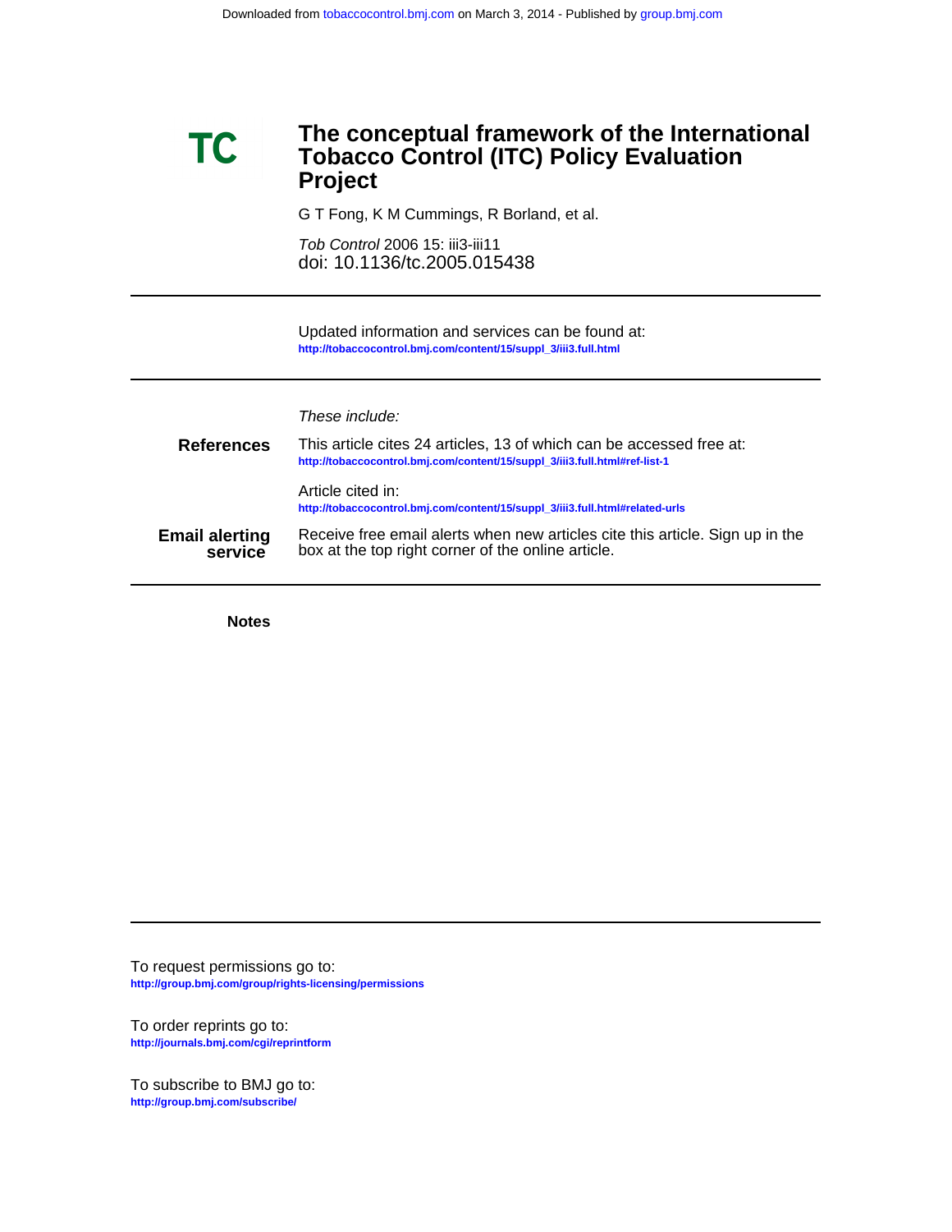Downloaded from tobaccocontrol.bmj.com on March 3, 2014 - Published by group.bmj.com

TC

# The conceptual framework of the International Tobacco Control (ITC) Policy Evaluation Project

G T Fong, K M Cummings, R Borland, et al.

*Tob Control* 2006 15: iii3-iii11
doi: 10.1136/tc.2005.015438

---

Updated information and services can be found at:
**http://tobaccocontrol.bmj.com/content/15/suppl_3/iii3.full.html**

---

*These include:*

**References**

This article cites 24 articles, 13 of which can be accessed free at:
**http://tobaccocontrol.bmj.com/content/15/suppl_3/iii3.full.html#ref-list-1**

Article cited in:
**http://tobaccocontrol.bmj.com/content/15/suppl_3/iii3.full.html#related-urls**

**Email alerting service**

Receive free email alerts when new articles cite this article. Sign up in the box at the top right corner of the online article.

---

**Notes**

---

To request permissions go to:
**http://group.bmj.com/group/rights-licensing/permissions**

To order reprints go to:
**http://journals.bmj.com/cgi/reprintform**

To subscribe to BMJ go to:
**http://group.bmj.com/subscribe/**